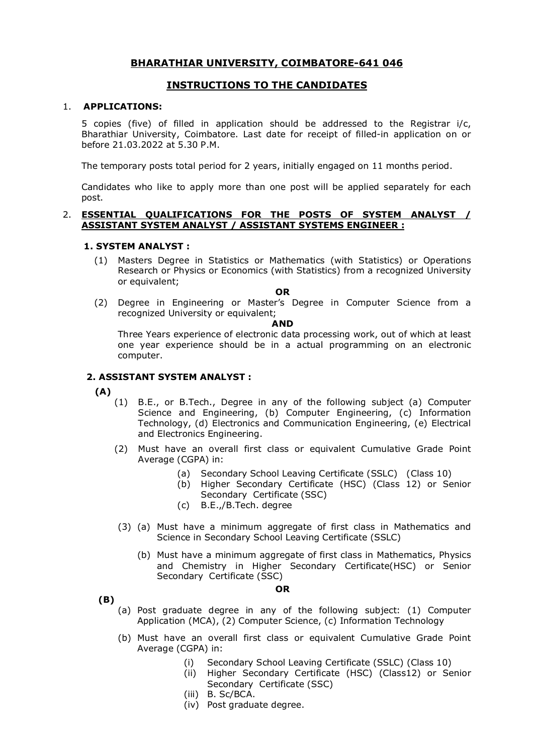## BHARATHIAR UNIVERSITY, COIMBATORE-641 046

## INSTRUCTIONS TO THE CANDIDATES

1. **APPLICATIONS:**

   5 copies (five) of filled in application should be addressed to the Registrar i/c, Bharathiar University, Coimbatore. Last date for receipt of filled-in application on or before 21.03.2022 at 5.30 P.M.

   The temporary posts total period for 2 years, initially engaged on 11 months period.

   Candidates who like to apply more than one post will be applied separately for each post.

2. **ESSENTIAL QUALIFICATIONS FOR THE POSTS OF SYSTEM ANALYST / ASSISTANT SYSTEM ANALYST / ASSISTANT SYSTEMS ENGINEER :**

### 1. SYSTEM ANALYST :

(1) Masters Degree in Statistics or Mathematics (with Statistics) or Operations Research or Physics or Economics (with Statistics) from a recognized University or equivalent;

**OR**

(2) Degree in Engineering or Master's Degree in Computer Science from a recognized University or equivalent;

**AND**

Three Years experience of electronic data processing work, out of which at least one year experience should be in a actual programming on an electronic computer.

### 2. ASSISTANT SYSTEM ANALYST :

**(A)**

(1) B.E., or B.Tech., Degree in any of the following subject (a) Computer Science and Engineering, (b) Computer Engineering, (c) Information Technology, (d) Electronics and Communication Engineering, (e) Electrical and Electronics Engineering.

(2) Must have an overall first class or equivalent Cumulative Grade Point Average (CGPA) in:

- (a) Secondary School Leaving Certificate (SSLC) (Class 10)
- (b) Higher Secondary Certificate (HSC) (Class 12) or Senior Secondary Certificate (SSC)
- (c) B.E.,/B.Tech. degree

(3) (a) Must have a minimum aggregate of first class in Mathematics and Science in Secondary School Leaving Certificate (SSLC)

(b) Must have a minimum aggregate of first class in Mathematics, Physics and Chemistry in Higher Secondary Certificate(HSC) or Senior Secondary Certificate (SSC)

**OR**

**(B)**

(a) Post graduate degree in any of the following subject: (1) Computer Application (MCA), (2) Computer Science, (c) Information Technology

(b) Must have an overall first class or equivalent Cumulative Grade Point Average (CGPA) in:

- (i) Secondary School Leaving Certificate (SSLC) (Class 10)
- (ii) Higher Secondary Certificate (HSC) (Class12) or Senior Secondary Certificate (SSC)
- (iii) B. Sc/BCA.
- (iv) Post graduate degree.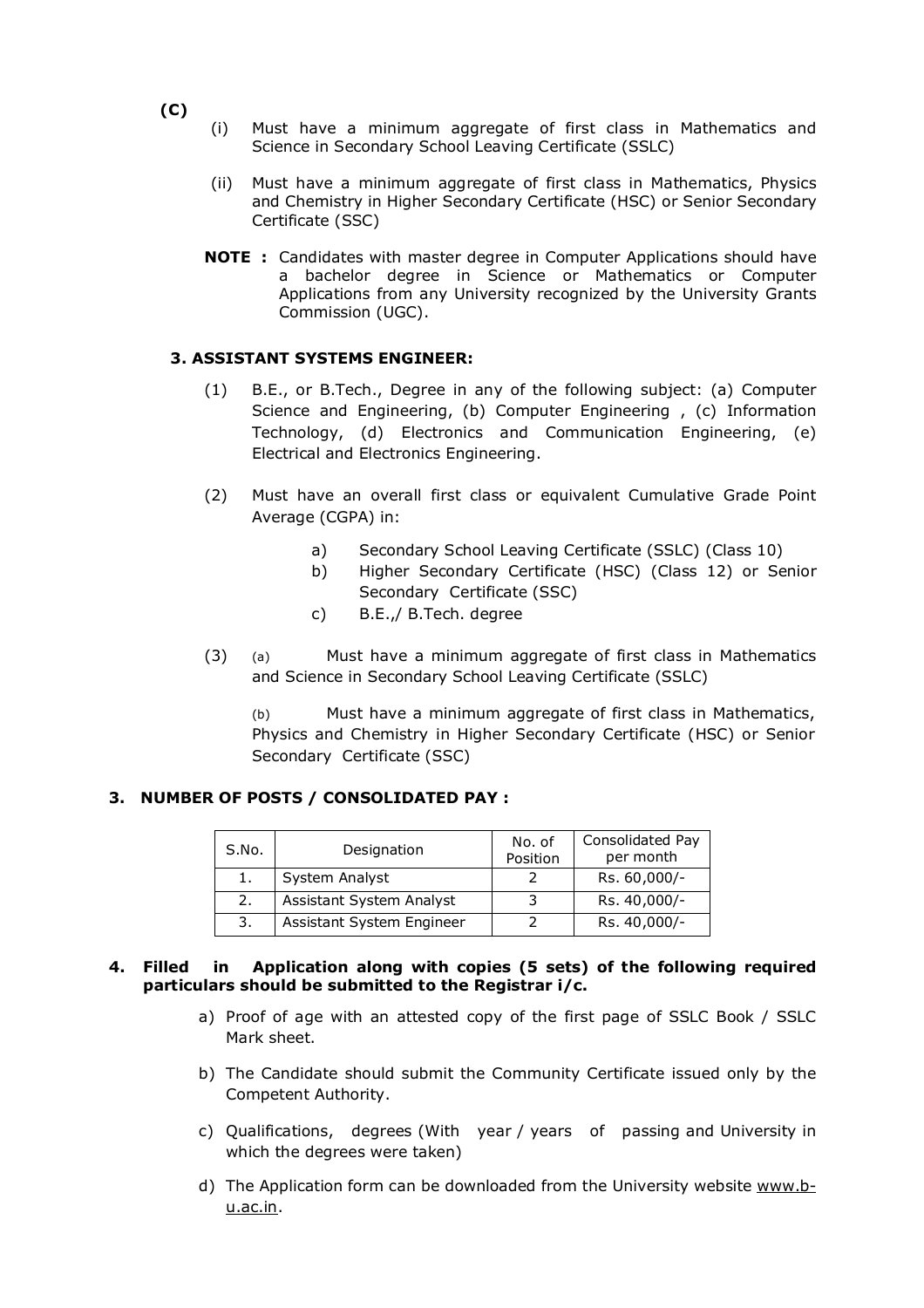**(C)**

(i) Must have a minimum aggregate of first class in Mathematics and Science in Secondary School Leaving Certificate (SSLC)

(ii) Must have a minimum aggregate of first class in Mathematics, Physics and Chemistry in Higher Secondary Certificate (HSC) or Senior Secondary Certificate (SSC)

**NOTE :** Candidates with master degree in Computer Applications should have a bachelor degree in Science or Mathematics or Computer Applications from any University recognized by the University Grants Commission (UGC).

### 3. ASSISTANT SYSTEMS ENGINEER:

(1) B.E., or B.Tech., Degree in any of the following subject: (a) Computer Science and Engineering, (b) Computer Engineering , (c) Information Technology, (d) Electronics and Communication Engineering, (e) Electrical and Electronics Engineering.

(2) Must have an overall first class or equivalent Cumulative Grade Point Average (CGPA) in:

a) Secondary School Leaving Certificate (SSLC) (Class 10)

b) Higher Secondary Certificate (HSC) (Class 12) or Senior Secondary Certificate (SSC)

c) B.E.,/ B.Tech. degree

(3) (a) Must have a minimum aggregate of first class in Mathematics and Science in Secondary School Leaving Certificate (SSLC)

(b) Must have a minimum aggregate of first class in Mathematics, Physics and Chemistry in Higher Secondary Certificate (HSC) or Senior Secondary Certificate (SSC)

## 3. NUMBER OF POSTS / CONSOLIDATED PAY :

| S.No. | Designation | No. of Position | Consolidated Pay per month |
|---|---|---|---|
| 1. | System Analyst | 2 | Rs. 60,000/- |
| 2. | Assistant System Analyst | 3 | Rs. 40,000/- |
| 3. | Assistant System Engineer | 2 | Rs. 40,000/- |

## 4. Filled in Application along with copies (5 sets) of the following required particulars should be submitted to the Registrar i/c.

a) Proof of age with an attested copy of the first page of SSLC Book / SSLC Mark sheet.

b) The Candidate should submit the Community Certificate issued only by the Competent Authority.

c) Qualifications, degrees (With year / years of passing and University in which the degrees were taken)

d) The Application form can be downloaded from the University website www.b-u.ac.in.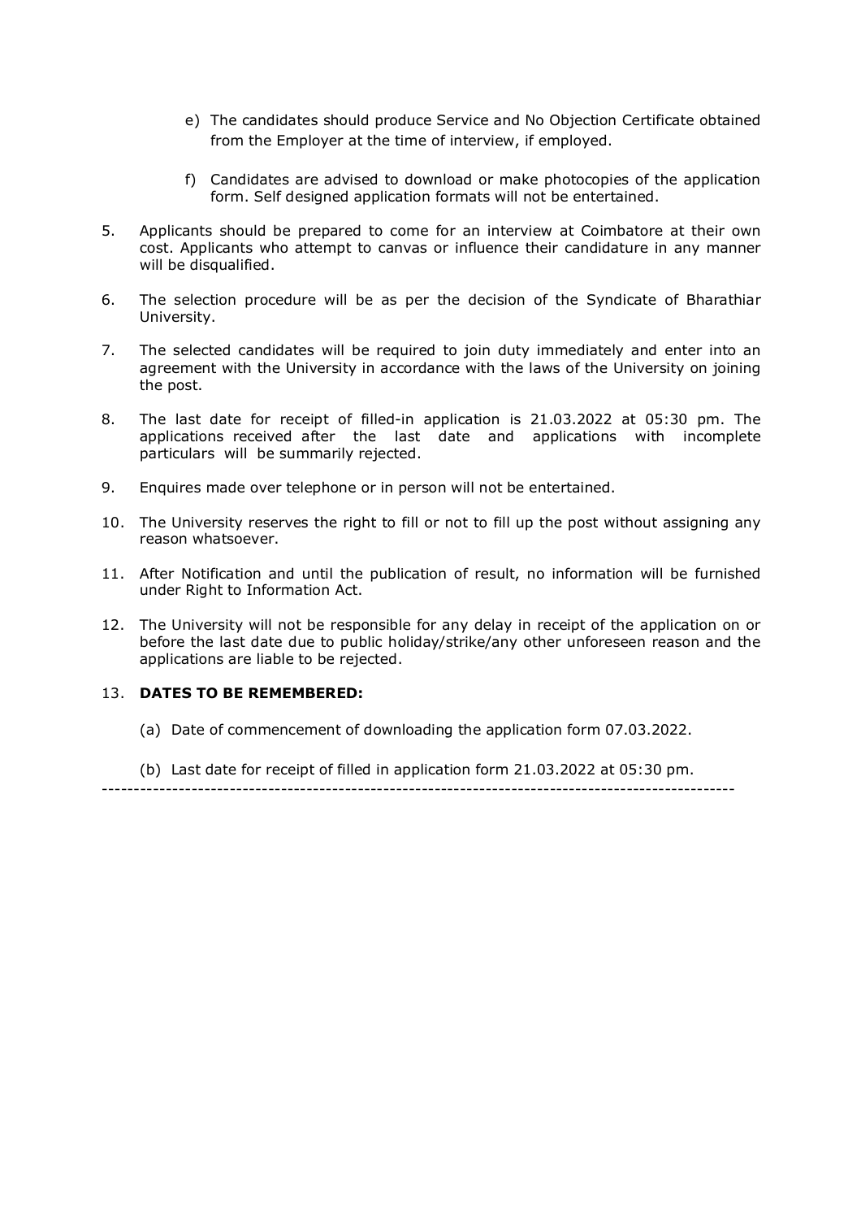e) The candidates should produce Service and No Objection Certificate obtained from the Employer at the time of interview, if employed.

f) Candidates are advised to download or make photocopies of the application form. Self designed application formats will not be entertained.

5. Applicants should be prepared to come for an interview at Coimbatore at their own cost. Applicants who attempt to canvas or influence their candidature in any manner will be disqualified.

6. The selection procedure will be as per the decision of the Syndicate of Bharathiar University.

7. The selected candidates will be required to join duty immediately and enter into an agreement with the University in accordance with the laws of the University on joining the post.

8. The last date for receipt of filled-in application is 21.03.2022 at 05:30 pm. The applications received after the last date and applications with incomplete particulars will be summarily rejected.

9. Enquires made over telephone or in person will not be entertained.

10. The University reserves the right to fill or not to fill up the post without assigning any reason whatsoever.

11. After Notification and until the publication of result, no information will be furnished under Right to Information Act.

12. The University will not be responsible for any delay in receipt of the application on or before the last date due to public holiday/strike/any other unforeseen reason and the applications are liable to be rejected.

13. **DATES TO BE REMEMBERED:**

(a) Date of commencement of downloading the application form 07.03.2022.

(b) Last date for receipt of filled in application form 21.03.2022 at 05:30 pm.

---